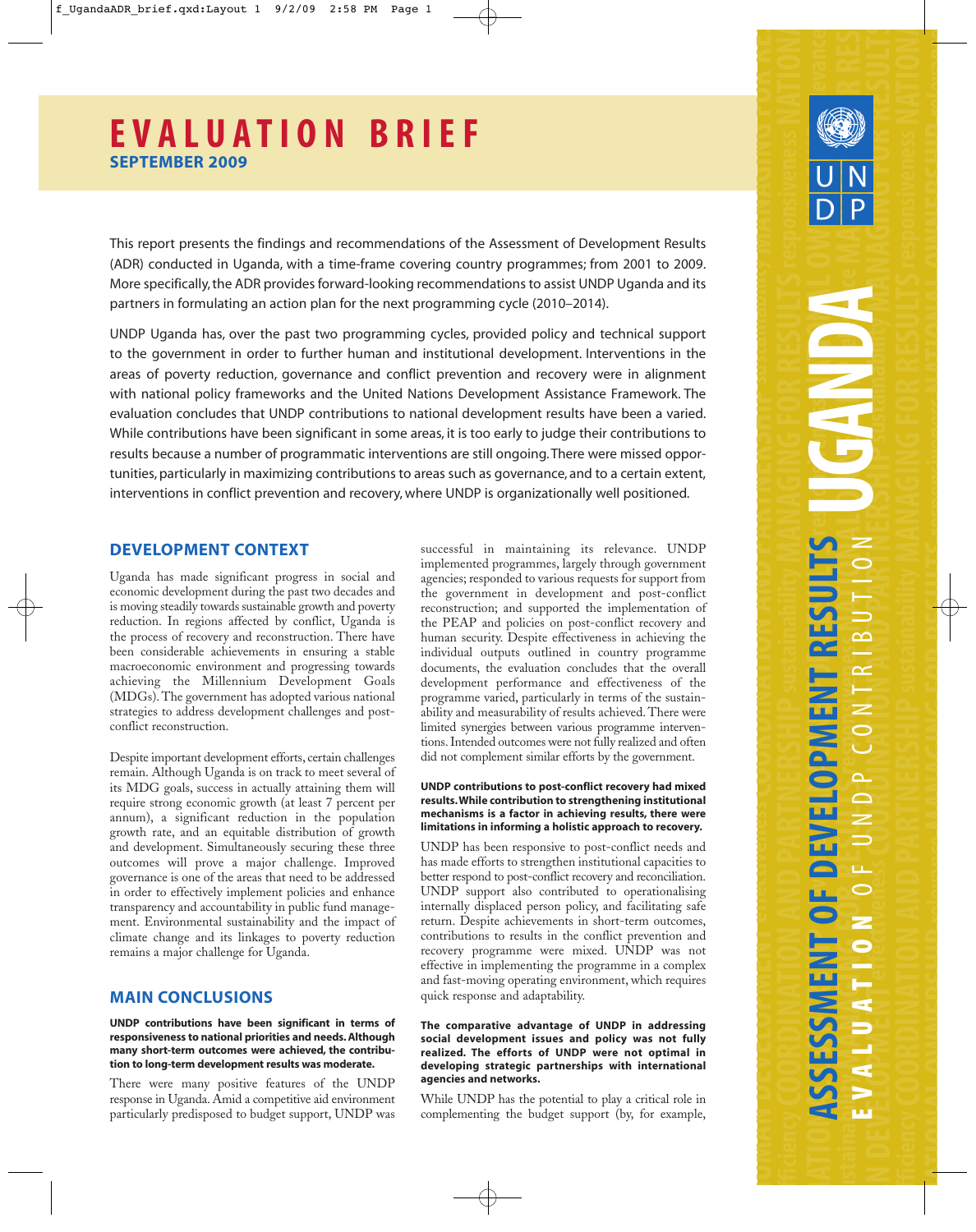# EVALUATION BRIEF

**SEPTEMBER 2009**

ASSESSMENT OF DEVELOPMENT RESULTS UGANDA

EVALUATION OF UNDP CONTRIBUTION

This report presents the findings and recommendations of the Assessment of Development Results (ADR) conducted in Uganda, with a time-frame covering country programmes; from 2001 to 2009. More specifically, the ADR provides forward-looking recommendations to assist UNDP Uganda and its partners in formulating an action plan for the next programming cycle (2010–2014).

UNDP Uganda has, over the past two programming cycles, provided policy and technical support to the government in order to further human and institutional development. Interventions in the areas of poverty reduction, governance and conflict prevention and recovery were in alignment with national policy frameworks and the United Nations Development Assistance Framework. The evaluation concludes that UNDP contributions to national development results have been a varied. While contributions have been significant in some areas, it is too early to judge their contributions to results because a number of programmatic interventions are still ongoing. There were missed opportunities, particularly in maximizing contributions to areas such as governance, and to a certain extent, interventions in conflict prevention and recovery, where UNDP is organizationally well positioned.

## DEVELOPMENT CONTEXT

Uganda has made significant progress in social and economic development during the past two decades and is moving steadily towards sustainable growth and poverty reduction. In regions affected by conflict, Uganda is the process of recovery and reconstruction. There have been considerable achievements in ensuring a stable macroeconomic environment and progressing towards achieving the Millennium Development Goals (MDGs). The government has adopted various national strategies to address development challenges and post-conflict reconstruction.

Despite important development efforts, certain challenges remain. Although Uganda is on track to meet several of its MDG goals, success in actually attaining them will require strong economic growth (at least 7 percent per annum), a significant reduction in the population growth rate, and an equitable distribution of growth and development. Simultaneously securing these three outcomes will prove a major challenge. Improved governance is one of the areas that need to be addressed in order to effectively implement policies and enhance transparency and accountability in public fund management. Environmental sustainability and the impact of climate change and its linkages to poverty reduction remains a major challenge for Uganda.

## MAIN CONCLUSIONS

**UNDP contributions have been significant in terms of responsiveness to national priorities and needs. Although many short-term outcomes were achieved, the contribution to long-term development results was moderate.**

There were many positive features of the UNDP response in Uganda. Amid a competitive aid environment particularly predisposed to budget support, UNDP was successful in maintaining its relevance. UNDP implemented programmes, largely through government agencies; responded to various requests for support from the government in development and post-conflict reconstruction; and supported the implementation of the PEAP and policies on post-conflict recovery and human security. Despite effectiveness in achieving the individual outputs outlined in country programme documents, the evaluation concludes that the overall development performance and effectiveness of the programme varied, particularly in terms of the sustainability and measurability of results achieved. There were limited synergies between various programme interventions. Intended outcomes were not fully realized and often did not complement similar efforts by the government.

**UNDP contributions to post-conflict recovery had mixed results. While contribution to strengthening institutional mechanisms is a factor in achieving results, there were limitations in informing a holistic approach to recovery.**

UNDP has been responsive to post-conflict needs and has made efforts to strengthen institutional capacities to better respond to post-conflict recovery and reconciliation. UNDP support also contributed to operationalising internally displaced person policy, and facilitating safe return. Despite achievements in short-term outcomes, contributions to results in the conflict prevention and recovery programme were mixed. UNDP was not effective in implementing the programme in a complex and fast-moving operating environment, which requires quick response and adaptability.

**The comparative advantage of UNDP in addressing social development issues and policy was not fully realized. The efforts of UNDP were not optimal in developing strategic partnerships with international agencies and networks.**

While UNDP has the potential to play a critical role in complementing the budget support (by, for example,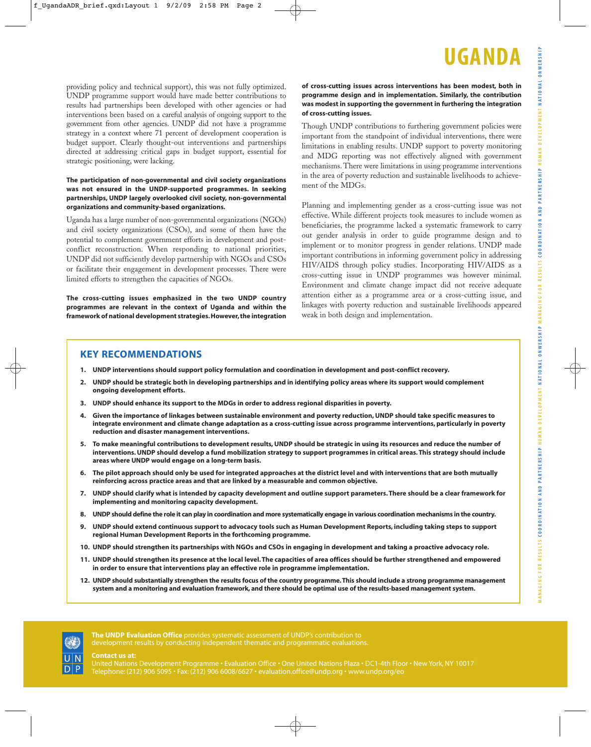providing policy and technical support), this was not fully optimized. UNDP programme support would have made better contributions to results had partnerships been developed with other agencies or had interventions been based on a careful analysis of ongoing support to the government from other agencies. UNDP did not have a programme strategy in a context where 71 percent of development cooperation is budget support. Clearly thought-out interventions and partnerships directed at addressing critical gaps in budget support, essential for strategic positioning, were lacking.

**The participation of non-governmental and civil society organizations was not ensured in the UNDP-supported programmes. In seeking partnerships, UNDP largely overlooked civil society, non-governmental organizations and community-based organizations.**

Uganda has a large number of non-governmental organizations (NGOs) and civil society organizations (CSOs), and some of them have the potential to complement government efforts in development and post-conflict reconstruction. When responding to national priorities, UNDP did not sufficiently develop partnership with NGOs and CSOs or facilitate their engagement in development processes. There were limited efforts to strengthen the capacities of NGOs.

**The cross-cutting issues emphasized in the two UNDP country programmes are relevant in the context of Uganda and within the framework of national development strategies. However, the integration of cross-cutting issues across interventions has been modest, both in programme design and in implementation. Similarly, the contribution was modest in supporting the government in furthering the integration of cross-cutting issues.**

Though UNDP contributions to furthering government policies were important from the standpoint of individual interventions, there were limitations in enabling results. UNDP support to poverty monitoring and MDG reporting was not effectively aligned with government mechanisms. There were limitations in using programme interventions in the area of poverty reduction and sustainable livelihoods to achievement of the MDGs.

Planning and implementing gender as a cross-cutting issue was not effective. While different projects took measures to include women as beneficiaries, the programme lacked a systematic framework to carry out gender analysis in order to guide programme design and to implement or to monitor progress in gender relations. UNDP made important contributions in informing government policy in addressing HIV/AIDS through policy studies. Incorporating HIV/AIDS as a cross-cutting issue in UNDP programmes was however minimal. Environment and climate change impact did not receive adequate attention either as a programme area or a cross-cutting issue, and linkages with poverty reduction and sustainable livelihoods appeared weak in both design and implementation.

## KEY RECOMMENDATIONS

1. **UNDP interventions should support policy formulation and coordination in development and post-conflict recovery.**
2. **UNDP should be strategic both in developing partnerships and in identifying policy areas where its support would complement ongoing development efforts.**
3. **UNDP should enhance its support to the MDGs in order to address regional disparities in poverty.**
4. **Given the importance of linkages between sustainable environment and poverty reduction, UNDP should take specific measures to integrate environment and climate change adaptation as a cross-cutting issue across programme interventions, particularly in poverty reduction and disaster management interventions.**
5. **To make meaningful contributions to development results, UNDP should be strategic in using its resources and reduce the number of interventions. UNDP should develop a fund mobilization strategy to support programmes in critical areas. This strategy should include areas where UNDP would engage on a long-term basis.**
6. **The pilot approach should only be used for integrated approaches at the district level and with interventions that are both mutually reinforcing across practice areas and that are linked by a measurable and common objective.**
7. **UNDP should clarify what is intended by capacity development and outline support parameters. There should be a clear framework for implementing and monitoring capacity development.**
8. **UNDP should define the role it can play in coordination and more systematically engage in various coordination mechanisms in the country.**
9. **UNDP should extend continuous support to advocacy tools such as Human Development Reports, including taking steps to support regional Human Development Reports in the forthcoming programme.**
10. **UNDP should strengthen its partnerships with NGOs and CSOs in engaging in development and taking a proactive advocacy role.**
11. **UNDP should strengthen its presence at the local level. The capacities of area offices should be further strengthened and empowered in order to ensure that interventions play an effective role in programme implementation.**
12. **UNDP should substantially strengthen the results focus of the country programme. This should include a strong programme management system and a monitoring and evaluation framework, and there should be optimal use of the results-based management system.**

**The UNDP Evaluation Office** provides systematic assessment of UNDP's contribution to development results by conducting independent thematic and programmatic evaluations.

**Contact us at:**
United Nations Development Programme • Evaluation Office • One United Nations Plaza • DC1-4th Floor • New York, NY 10017
Telephone: (212) 906 5095 • Fax: (212) 906 6008/6627 • evaluation.office@undp.org • www.undp.org/eo